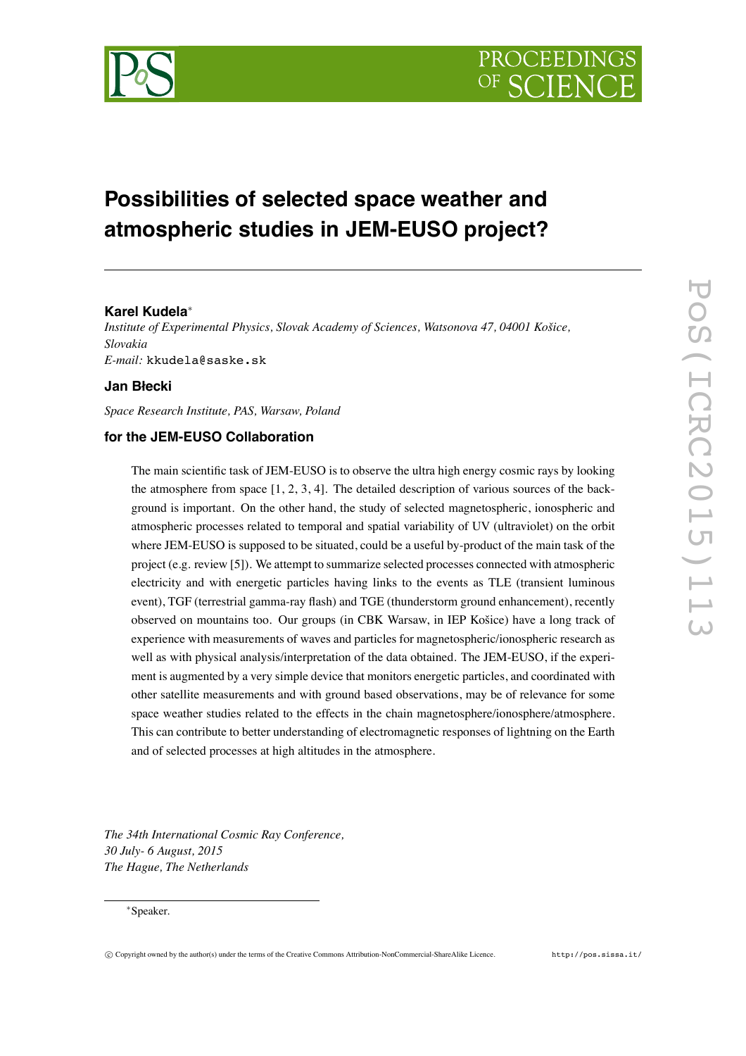# Possibilities of selected space weather and atmospheric studies in JEM-EUSO project?

**Karel Kudela***

*Institute of Experimental Physics, Slovak Academy of Sciences, Watsonova 47, 04001 Košice, Slovakia*

*E-mail:* kkudela@saske.sk

**Jan Błecki**

*Space Research Institute, PAS, Warsaw, Poland*

**for the JEM-EUSO Collaboration**

The main scientific task of JEM-EUSO is to observe the ultra high energy cosmic rays by looking the atmosphere from space [1, 2, 3, 4]. The detailed description of various sources of the background is important. On the other hand, the study of selected magnetospheric, ionospheric and atmospheric processes related to temporal and spatial variability of UV (ultraviolet) on the orbit where JEM-EUSO is supposed to be situated, could be a useful by-product of the main task of the project (e.g. review [5]). We attempt to summarize selected processes connected with atmospheric electricity and with energetic particles having links to the events as TLE (transient luminous event), TGF (terrestrial gamma-ray flash) and TGE (thunderstorm ground enhancement), recently observed on mountains too. Our groups (in CBK Warsaw, in IEP Košice) have a long track of experience with measurements of waves and particles for magnetospheric/ionospheric research as well as with physical analysis/interpretation of the data obtained. The JEM-EUSO, if the experiment is augmented by a very simple device that monitors energetic particles, and coordinated with other satellite measurements and with ground based observations, may be of relevance for some space weather studies related to the effects in the chain magnetosphere/ionosphere/atmosphere. This can contribute to better understanding of electromagnetic responses of lightning on the Earth and of selected processes at high altitudes in the atmosphere.

*The 34th International Cosmic Ray Conference,*
*30 July- 6 August, 2015*
*The Hague, The Netherlands*

*Speaker.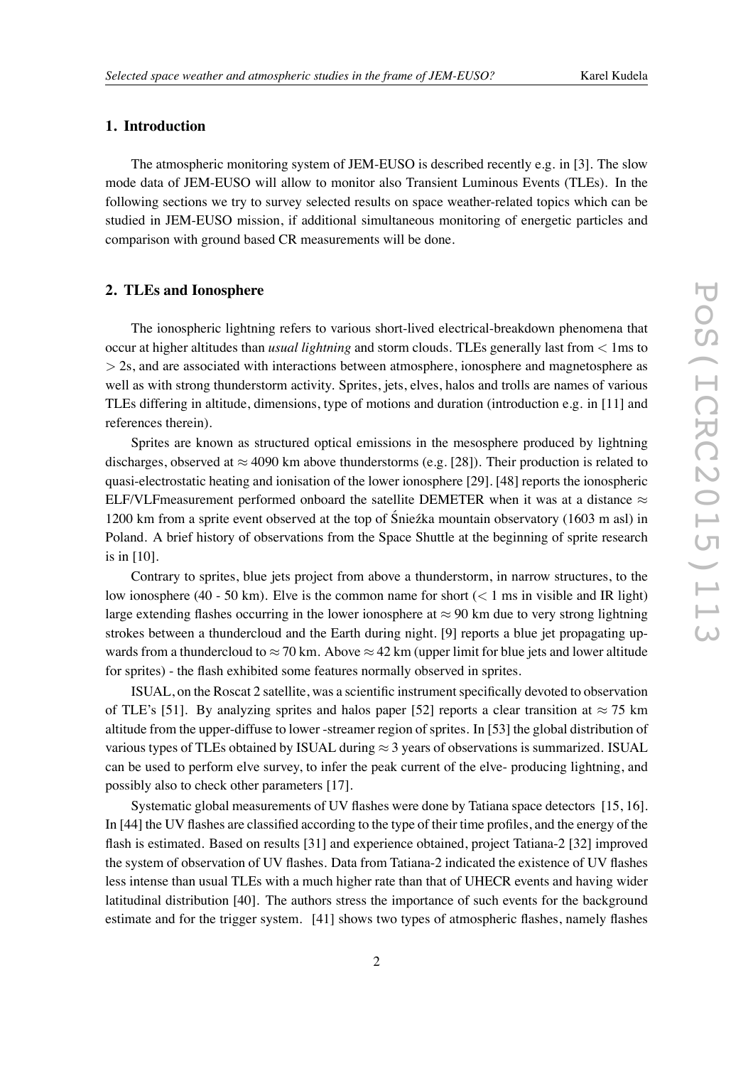## 1. Introduction

The atmospheric monitoring system of JEM-EUSO is described recently e.g. in [3]. The slow mode data of JEM-EUSO will allow to monitor also Transient Luminous Events (TLEs). In the following sections we try to survey selected results on space weather-related topics which can be studied in JEM-EUSO mission, if additional simultaneous monitoring of energetic particles and comparison with ground based CR measurements will be done.

## 2. TLEs and Ionosphere

The ionospheric lightning refers to various short-lived electrical-breakdown phenomena that occur at higher altitudes than *usual lightning* and storm clouds. TLEs generally last from $<$ 1ms to $>$ 2s, and are associated with interactions between atmosphere, ionosphere and magnetosphere as well as with strong thunderstorm activity. Sprites, jets, elves, halos and trolls are names of various TLEs differing in altitude, dimensions, type of motions and duration (introduction e.g. in [11] and references therein).

Sprites are known as structured optical emissions in the mesosphere produced by lightning discharges, observed at $\approx$ 4090 km above thunderstorms (e.g. [28]). Their production is related to quasi-electrostatic heating and ionisation of the lower ionosphere [29]. [48] reports the ionospheric ELF/VLFmeasurement performed onboard the satellite DEMETER when it was at a distance $\approx$ 1200 km from a sprite event observed at the top of Śnieźka mountain observatory (1603 m asl) in Poland. A brief history of observations from the Space Shuttle at the beginning of sprite research is in [10].

Contrary to sprites, blue jets project from above a thunderstorm, in narrow structures, to the low ionosphere (40 - 50 km). Elve is the common name for short ($<$ 1 ms in visible and IR light) large extending flashes occurring in the lower ionosphere at $\approx$ 90 km due to very strong lightning strokes between a thundercloud and the Earth during night. [9] reports a blue jet propagating upwards from a thundercloud to $\approx$ 70 km. Above $\approx$ 42 km (upper limit for blue jets and lower altitude for sprites) - the flash exhibited some features normally observed in sprites.

ISUAL, on the Roscat 2 satellite, was a scientific instrument specifically devoted to observation of TLE's [51]. By analyzing sprites and halos paper [52] reports a clear transition at $\approx$ 75 km altitude from the upper-diffuse to lower -streamer region of sprites. In [53] the global distribution of various types of TLEs obtained by ISUAL during $\approx$ 3 years of observations is summarized. ISUAL can be used to perform elve survey, to infer the peak current of the elve- producing lightning, and possibly also to check other parameters [17].

Systematic global measurements of UV flashes were done by Tatiana space detectors [15, 16]. In [44] the UV flashes are classified according to the type of their time profiles, and the energy of the flash is estimated. Based on results [31] and experience obtained, project Tatiana-2 [32] improved the system of observation of UV flashes. Data from Tatiana-2 indicated the existence of UV flashes less intense than usual TLEs with a much higher rate than that of UHECR events and having wider latitudinal distribution [40]. The authors stress the importance of such events for the background estimate and for the trigger system. [41] shows two types of atmospheric flashes, namely flashes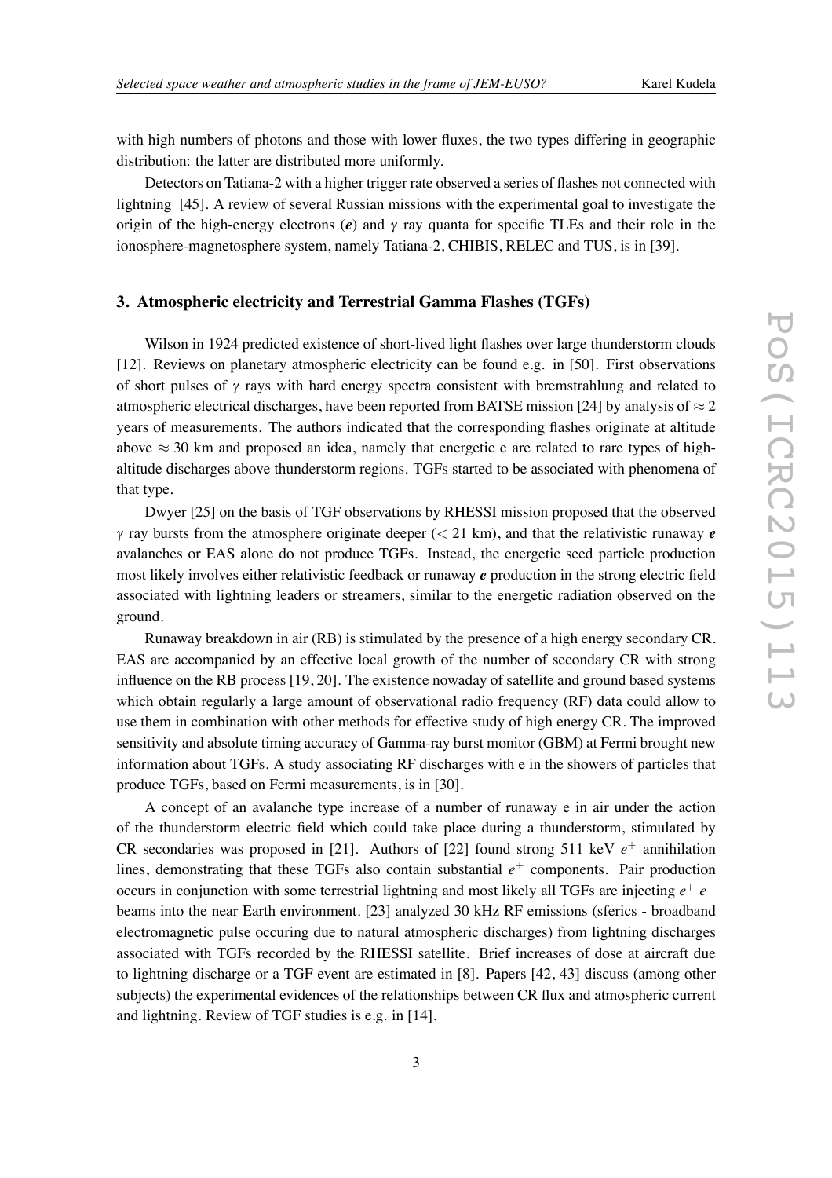with high numbers of photons and those with lower fluxes, the two types differing in geographic distribution: the latter are distributed more uniformly.

Detectors on Tatiana-2 with a higher trigger rate observed a series of flashes not connected with lightning [45]. A review of several Russian missions with the experimental goal to investigate the origin of the high-energy electrons (***e***) and $\gamma$ ray quanta for specific TLEs and their role in the ionosphere-magnetosphere system, namely Tatiana-2, CHIBIS, RELEC and TUS, is in [39].

## 3. Atmospheric electricity and Terrestrial Gamma Flashes (TGFs)

Wilson in 1924 predicted existence of short-lived light flashes over large thunderstorm clouds [12]. Reviews on planetary atmospheric electricity can be found e.g. in [50]. First observations of short pulses of $\gamma$ rays with hard energy spectra consistent with bremstrahlung and related to atmospheric electrical discharges, have been reported from BATSE mission [24] by analysis of $\approx 2$ years of measurements. The authors indicated that the corresponding flashes originate at altitude above $\approx 30$ km and proposed an idea, namely that energetic e are related to rare types of high-altitude discharges above thunderstorm regions. TGFs started to be associated with phenomena of that type.

Dwyer [25] on the basis of TGF observations by RHESSI mission proposed that the observed $\gamma$ ray bursts from the atmosphere originate deeper ($< 21$ km), and that the relativistic runaway ***e*** avalanches or EAS alone do not produce TGFs. Instead, the energetic seed particle production most likely involves either relativistic feedback or runaway ***e*** production in the strong electric field associated with lightning leaders or streamers, similar to the energetic radiation observed on the ground.

Runaway breakdown in air (RB) is stimulated by the presence of a high energy secondary CR. EAS are accompanied by an effective local growth of the number of secondary CR with strong influence on the RB process [19, 20]. The existence nowaday of satellite and ground based systems which obtain regularly a large amount of observational radio frequency (RF) data could allow to use them in combination with other methods for effective study of high energy CR. The improved sensitivity and absolute timing accuracy of Gamma-ray burst monitor (GBM) at Fermi brought new information about TGFs. A study associating RF discharges with e in the showers of particles that produce TGFs, based on Fermi measurements, is in [30].

A concept of an avalanche type increase of a number of runaway e in air under the action of the thunderstorm electric field which could take place during a thunderstorm, stimulated by CR secondaries was proposed in [21]. Authors of [22] found strong 511 keV $e^+$ annihilation lines, demonstrating that these TGFs also contain substantial $e^+$ components. Pair production occurs in conjunction with some terrestrial lightning and most likely all TGFs are injecting $e^+$ $e^-$ beams into the near Earth environment. [23] analyzed 30 kHz RF emissions (sferics - broadband electromagnetic pulse occuring due to natural atmospheric discharges) from lightning discharges associated with TGFs recorded by the RHESSI satellite. Brief increases of dose at aircraft due to lightning discharge or a TGF event are estimated in [8]. Papers [42, 43] discuss (among other subjects) the experimental evidences of the relationships between CR flux and atmospheric current and lightning. Review of TGF studies is e.g. in [14].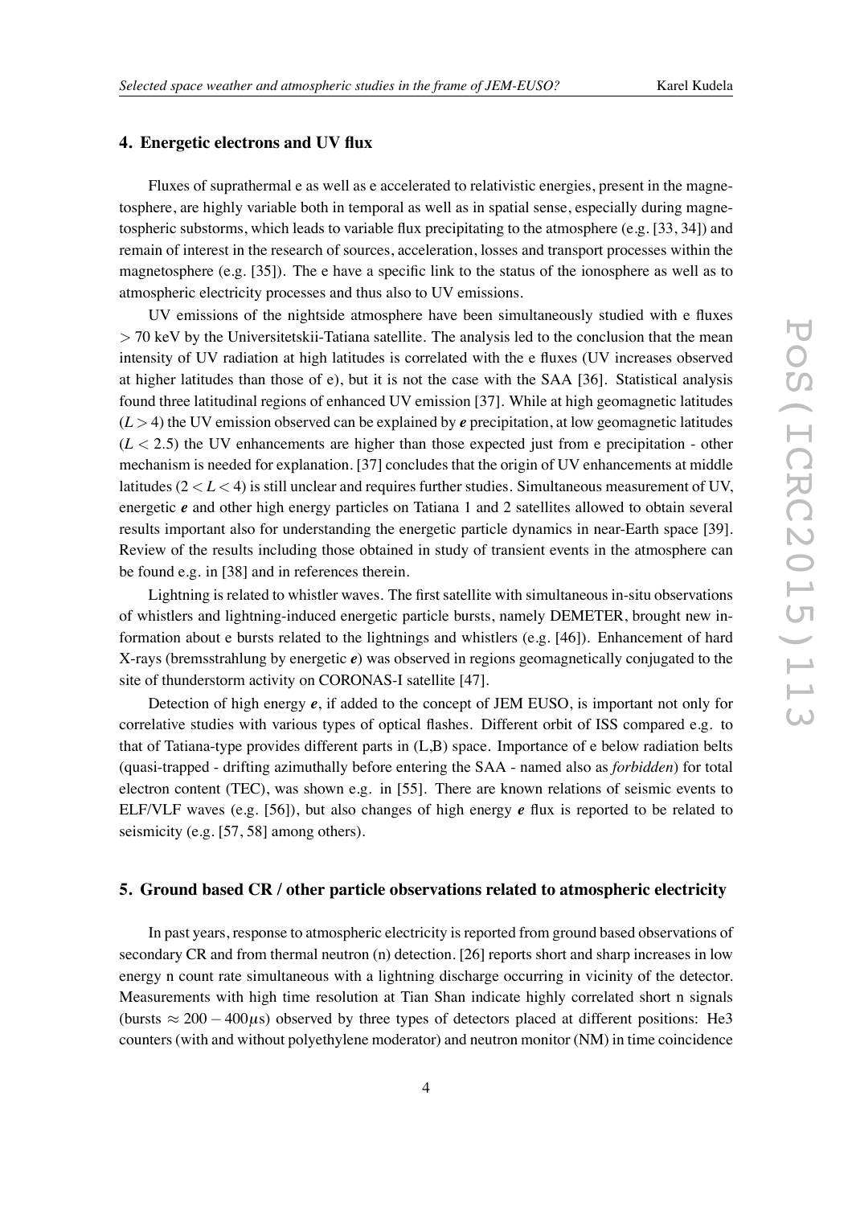## 4. Energetic electrons and UV flux

Fluxes of suprathermal e as well as e accelerated to relativistic energies, present in the magnetosphere, are highly variable both in temporal as well as in spatial sense, especially during magnetospheric substorms, which leads to variable flux precipitating to the atmosphere (e.g. [33, 34]) and remain of interest in the research of sources, acceleration, losses and transport processes within the magnetosphere (e.g. [35]). The e have a specific link to the status of the ionosphere as well as to atmospheric electricity processes and thus also to UV emissions.

UV emissions of the nightside atmosphere have been simultaneously studied with e fluxes $> 70$ keV by the Universitetskii-Tatiana satellite. The analysis led to the conclusion that the mean intensity of UV radiation at high latitudes is correlated with the e fluxes (UV increases observed at higher latitudes than those of e), but it is not the case with the SAA [36]. Statistical analysis found three latitudinal regions of enhanced UV emission [37]. While at high geomagnetic latitudes ($L > 4$) the UV emission observed can be explained by ***e*** precipitation, at low geomagnetic latitudes ($L < 2.5$) the UV enhancements are higher than those expected just from e precipitation - other mechanism is needed for explanation. [37] concludes that the origin of UV enhancements at middle latitudes ($2 < L < 4$) is still unclear and requires further studies. Simultaneous measurement of UV, energetic ***e*** and other high energy particles on Tatiana 1 and 2 satellites allowed to obtain several results important also for understanding the energetic particle dynamics in near-Earth space [39]. Review of the results including those obtained in study of transient events in the atmosphere can be found e.g. in [38] and in references therein.

Lightning is related to whistler waves. The first satellite with simultaneous in-situ observations of whistlers and lightning-induced energetic particle bursts, namely DEMETER, brought new information about e bursts related to the lightnings and whistlers (e.g. [46]). Enhancement of hard X-rays (bremsstrahlung by energetic ***e***) was observed in regions geomagnetically conjugated to the site of thunderstorm activity on CORONAS-I satellite [47].

Detection of high energy ***e***, if added to the concept of JEM EUSO, is important not only for correlative studies with various types of optical flashes. Different orbit of ISS compared e.g. to that of Tatiana-type provides different parts in (L,B) space. Importance of e below radiation belts (quasi-trapped - drifting azimuthally before entering the SAA - named also as *forbidden*) for total electron content (TEC), was shown e.g. in [55]. There are known relations of seismic events to ELF/VLF waves (e.g. [56]), but also changes of high energy ***e*** flux is reported to be related to seismicity (e.g. [57, 58] among others).

## 5. Ground based CR / other particle observations related to atmospheric electricity

In past years, response to atmospheric electricity is reported from ground based observations of secondary CR and from thermal neutron (n) detection. [26] reports short and sharp increases in low energy n count rate simultaneous with a lightning discharge occurring in vicinity of the detector. Measurements with high time resolution at Tian Shan indicate highly correlated short n signals (bursts $\approx 200 - 400\mu$s) observed by three types of detectors placed at different positions: He3 counters (with and without polyethylene moderator) and neutron monitor (NM) in time coincidence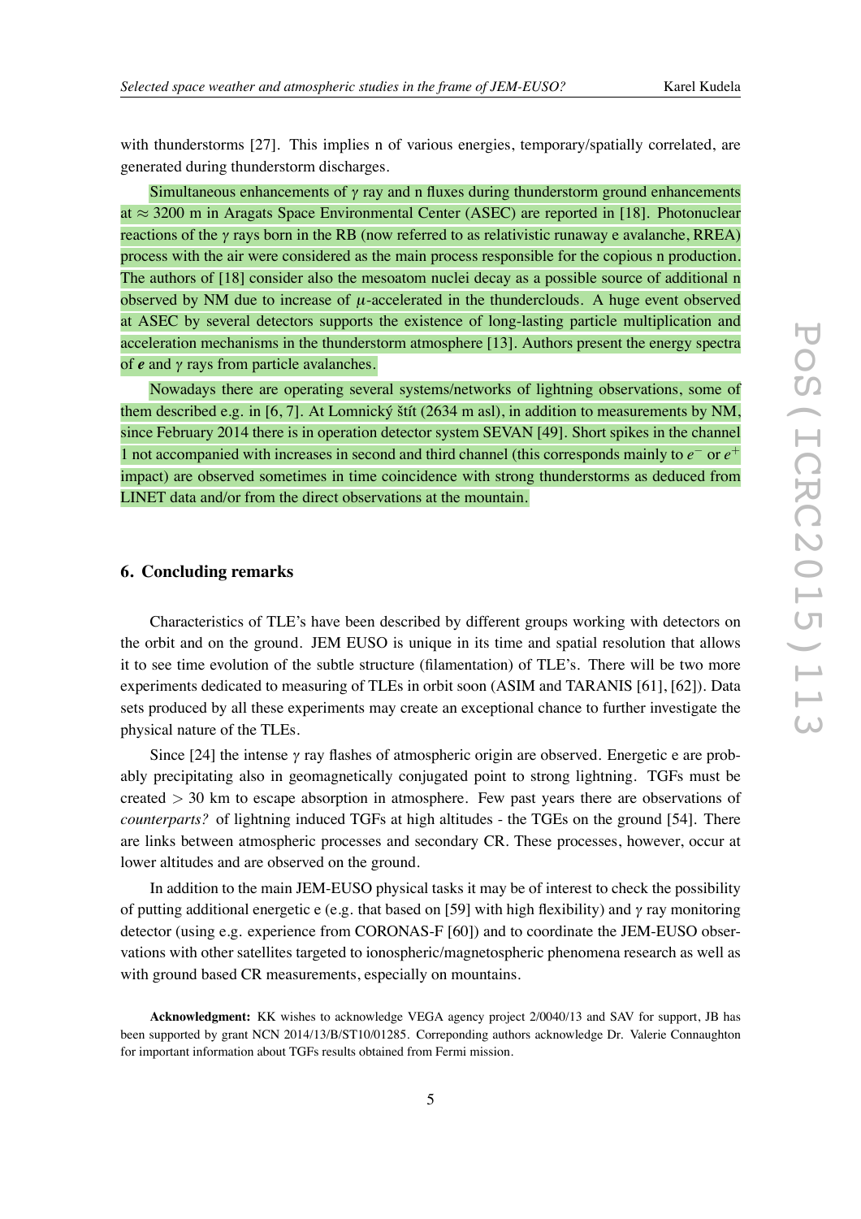with thunderstorms [27]. This implies n of various energies, temporary/spatially correlated, are generated during thunderstorm discharges.

Simultaneous enhancements of $\gamma$ ray and n fluxes during thunderstorm ground enhancements at $\approx$ 3200 m in Aragats Space Environmental Center (ASEC) are reported in [18]. Photonuclear reactions of the $\gamma$ rays born in the RB (now referred to as relativistic runaway e avalanche, RREA) process with the air were considered as the main process responsible for the copious n production. The authors of [18] consider also the mesoatom nuclei decay as a possible source of additional n observed by NM due to increase of $\mu$-accelerated in the thunderclouds. A huge event observed at ASEC by several detectors supports the existence of long-lasting particle multiplication and acceleration mechanisms in the thunderstorm atmosphere [13]. Authors present the energy spectra of ***e*** and $\gamma$ rays from particle avalanches.

Nowadays there are operating several systems/networks of lightning observations, some of them described e.g. in [6, 7]. At Lomnický štít (2634 m asl), in addition to measurements by NM, since February 2014 there is in operation detector system SEVAN [49]. Short spikes in the channel 1 not accompanied with increases in second and third channel (this corresponds mainly to $e^-$ or $e^+$ impact) are observed sometimes in time coincidence with strong thunderstorms as deduced from LINET data and/or from the direct observations at the mountain.

## 6. Concluding remarks

Characteristics of TLE's have been described by different groups working with detectors on the orbit and on the ground. JEM EUSO is unique in its time and spatial resolution that allows it to see time evolution of the subtle structure (filamentation) of TLE's. There will be two more experiments dedicated to measuring of TLEs in orbit soon (ASIM and TARANIS [61], [62]). Data sets produced by all these experiments may create an exceptional chance to further investigate the physical nature of the TLEs.

Since [24] the intense $\gamma$ ray flashes of atmospheric origin are observed. Energetic e are probably precipitating also in geomagnetically conjugated point to strong lightning. TGFs must be created $> 30$ km to escape absorption in atmosphere. Few past years there are observations of *counterparts?* of lightning induced TGFs at high altitudes - the TGEs on the ground [54]. There are links between atmospheric processes and secondary CR. These processes, however, occur at lower altitudes and are observed on the ground.

In addition to the main JEM-EUSO physical tasks it may be of interest to check the possibility of putting additional energetic e (e.g. that based on [59] with high flexibility) and $\gamma$ ray monitoring detector (using e.g. experience from CORONAS-F [60]) and to coordinate the JEM-EUSO observations with other satellites targeted to ionospheric/magnetospheric phenomena research as well as with ground based CR measurements, especially on mountains.

**Acknowledgment:** KK wishes to acknowledge VEGA agency project 2/0040/13 and SAV for support, JB has been supported by grant NCN 2014/13/B/ST10/01285. Correponding authors acknowledge Dr. Valerie Connaughton for important information about TGFs results obtained from Fermi mission.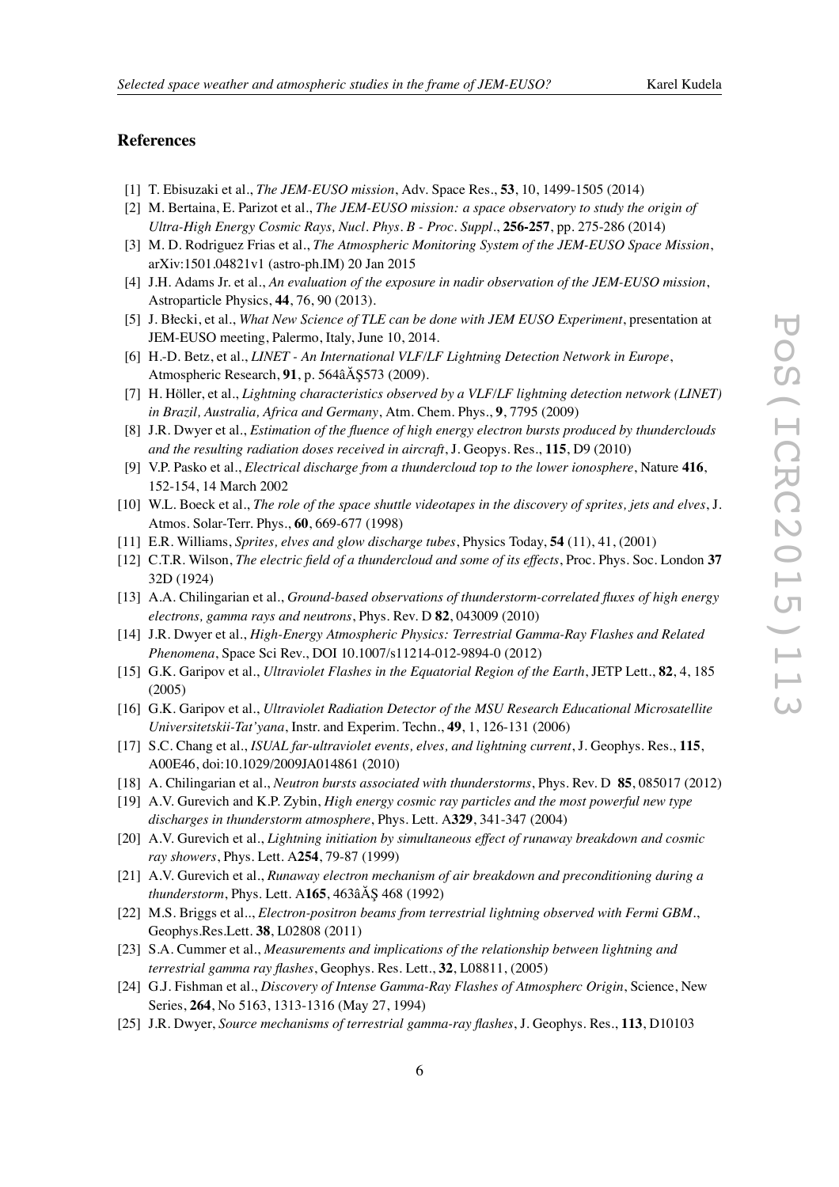## References

[1] T. Ebisuzaki et al., *The JEM-EUSO mission*, Adv. Space Res., **53**, 10, 1499-1505 (2014)

[2] M. Bertaina, E. Parizot et al., *The JEM-EUSO mission: a space observatory to study the origin of Ultra-High Energy Cosmic Rays, Nucl. Phys. B - Proc. Suppl.*, **256-257**, pp. 275-286 (2014)

[3] M. D. Rodriguez Frias et al., *The Atmospheric Monitoring System of the JEM-EUSO Space Mission*, arXiv:1501.04821v1 (astro-ph.IM) 20 Jan 2015

[4] J.H. Adams Jr. et al., *An evaluation of the exposure in nadir observation of the JEM-EUSO mission*, Astroparticle Physics, **44**, 76, 90 (2013).

[5] J. Błecki, et al., *What New Science of TLE can be done with JEM EUSO Experiment*, presentation at JEM-EUSO meeting, Palermo, Italy, June 10, 2014.

[6] H.-D. Betz, et al., *LINET - An International VLF/LF Lightning Detection Network in Europe*, Atmospheric Research, **91**, p. 564âĂŞ573 (2009).

[7] H. Höller, et al., *Lightning characteristics observed by a VLF/LF lightning detection network (LINET) in Brazil, Australia, Africa and Germany*, Atm. Chem. Phys., **9**, 7795 (2009)

[8] J.R. Dwyer et al., *Estimation of the fluence of high energy electron bursts produced by thunderclouds and the resulting radiation doses received in aircraft*, J. Geopys. Res., **115**, D9 (2010)

[9] V.P. Pasko et al., *Electrical discharge from a thundercloud top to the lower ionosphere*, Nature **416**, 152-154, 14 March 2002

[10] W.L. Boeck et al., *The role of the space shuttle videotapes in the discovery of sprites, jets and elves*, J. Atmos. Solar-Terr. Phys., **60**, 669-677 (1998)

[11] E.R. Williams, *Sprites, elves and glow discharge tubes*, Physics Today, **54** (11), 41, (2001)

[12] C.T.R. Wilson, *The electric field of a thundercloud and some of its effects*, Proc. Phys. Soc. London **37** 32D (1924)

[13] A.A. Chilingarian et al., *Ground-based observations of thunderstorm-correlated fluxes of high energy electrons, gamma rays and neutrons*, Phys. Rev. D **82**, 043009 (2010)

[14] J.R. Dwyer et al., *High-Energy Atmospheric Physics: Terrestrial Gamma-Ray Flashes and Related Phenomena*, Space Sci Rev., DOI 10.1007/s11214-012-9894-0 (2012)

[15] G.K. Garipov et al., *Ultraviolet Flashes in the Equatorial Region of the Earth*, JETP Lett., **82**, 4, 185 (2005)

[16] G.K. Garipov et al., *Ultraviolet Radiation Detector of the MSU Research Educational Microsatellite Universitetskii-Tat'yana*, Instr. and Experim. Techn., **49**, 1, 126-131 (2006)

[17] S.C. Chang et al., *ISUAL far-ultraviolet events, elves, and lightning current*, J. Geophys. Res., **115**, A00E46, doi:10.1029/2009JA014861 (2010)

[18] A. Chilingarian et al., *Neutron bursts associated with thunderstorms*, Phys. Rev. D **85**, 085017 (2012)

[19] A.V. Gurevich and K.P. Zybin, *High energy cosmic ray particles and the most powerful new type discharges in thunderstorm atmosphere*, Phys. Lett. A**329**, 341-347 (2004)

[20] A.V. Gurevich et al., *Lightning initiation by simultaneous effect of runaway breakdown and cosmic ray showers*, Phys. Lett. A**254**, 79-87 (1999)

[21] A.V. Gurevich et al., *Runaway electron mechanism of air breakdown and preconditioning during a thunderstorm*, Phys. Lett. A**165**, 463âĂŞ 468 (1992)

[22] M.S. Briggs et al.., *Electron-positron beams from terrestrial lightning observed with Fermi GBM.*, Geophys.Res.Lett. **38**, L02808 (2011)

[23] S.A. Cummer et al., *Measurements and implications of the relationship between lightning and terrestrial gamma ray flashes*, Geophys. Res. Lett., **32**, L08811, (2005)

[24] G.J. Fishman et al., *Discovery of Intense Gamma-Ray Flashes of Atmospherc Origin*, Science, New Series, **264**, No 5163, 1313-1316 (May 27, 1994)

[25] J.R. Dwyer, *Source mechanisms of terrestrial gamma-ray flashes*, J. Geophys. Res., **113**, D10103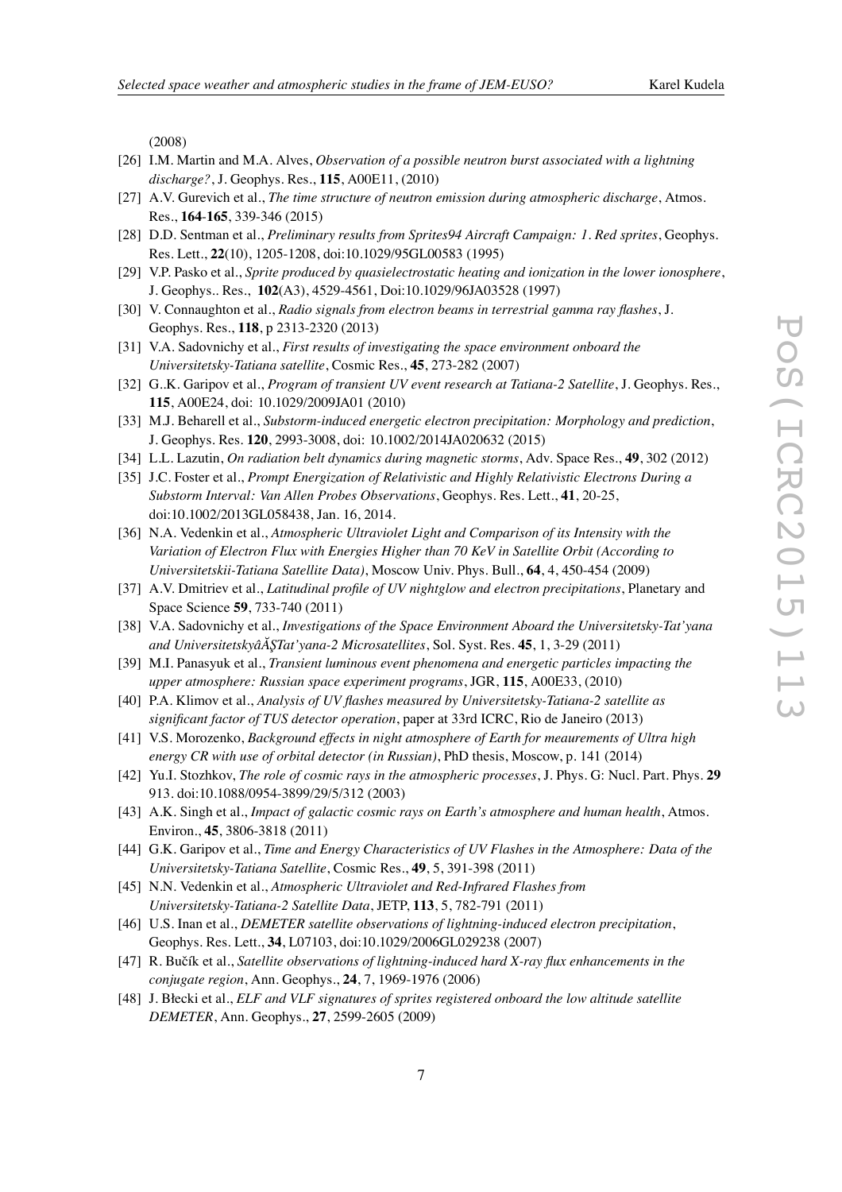(2008)

[26] I.M. Martin and M.A. Alves, *Observation of a possible neutron burst associated with a lightning discharge?*, J. Geophys. Res., **115**, A00E11, (2010)

[27] A.V. Gurevich et al., *The time structure of neutron emission during atmospheric discharge*, Atmos. Res., **164-165**, 339-346 (2015)

[28] D.D. Sentman et al., *Preliminary results from Sprites94 Aircraft Campaign: 1. Red sprites*, Geophys. Res. Lett., **22**(10), 1205-1208, doi:10.1029/95GL00583 (1995)

[29] V.P. Pasko et al., *Sprite produced by quasielectrostatic heating and ionization in the lower ionosphere*, J. Geophys.. Res., **102**(A3), 4529-4561, Doi:10.1029/96JA03528 (1997)

[30] V. Connaughton et al., *Radio signals from electron beams in terrestrial gamma ray flashes*, J. Geophys. Res., **118**, p 2313-2320 (2013)

[31] V.A. Sadovnichy et al., *First results of investigating the space environment onboard the Universitetsky-Tatiana satellite*, Cosmic Res., **45**, 273-282 (2007)

[32] G..K. Garipov et al., *Program of transient UV event research at Tatiana-2 Satellite*, J. Geophys. Res., **115**, A00E24, doi: 10.1029/2009JA01 (2010)

[33] M.J. Beharell et al., *Substorm-induced energetic electron precipitation: Morphology and prediction*, J. Geophys. Res. **120**, 2993-3008, doi: 10.1002/2014JA020632 (2015)

[34] L.L. Lazutin, *On radiation belt dynamics during magnetic storms*, Adv. Space Res., **49**, 302 (2012)

[35] J.C. Foster et al., *Prompt Energization of Relativistic and Highly Relativistic Electrons During a Substorm Interval: Van Allen Probes Observations*, Geophys. Res. Lett., **41**, 20-25, doi:10.1002/2013GL058438, Jan. 16, 2014.

[36] N.A. Vedenkin et al., *Atmospheric Ultraviolet Light and Comparison of its Intensity with the Variation of Electron Flux with Energies Higher than 70 KeV in Satellite Orbit (According to Universitetskii-Tatiana Satellite Data)*, Moscow Univ. Phys. Bull., **64**, 4, 450-454 (2009)

[37] A.V. Dmitriev et al., *Latitudinal profile of UV nightglow and electron precipitations*, Planetary and Space Science **59**, 733-740 (2011)

[38] V.A. Sadovnichy et al., *Investigations of the Space Environment Aboard the Universitetsky-Tat'yana and UniversitetskyâĂŞTat'yana-2 Microsatellites*, Sol. Syst. Res. **45**, 1, 3-29 (2011)

[39] M.I. Panasyuk et al., *Transient luminous event phenomena and energetic particles impacting the upper atmosphere: Russian space experiment programs*, JGR, **115**, A00E33, (2010)

[40] P.A. Klimov et al., *Analysis of UV flashes measured by Universitetsky-Tatiana-2 satellite as significant factor of TUS detector operation*, paper at 33rd ICRC, Rio de Janeiro (2013)

[41] V.S. Morozenko, *Background effects in night atmosphere of Earth for meaurements of Ultra high energy CR with use of orbital detector (in Russian)*, PhD thesis, Moscow, p. 141 (2014)

[42] Yu.I. Stozhkov, *The role of cosmic rays in the atmospheric processes*, J. Phys. G: Nucl. Part. Phys. **29** 913. doi:10.1088/0954-3899/29/5/312 (2003)

[43] A.K. Singh et al., *Impact of galactic cosmic rays on Earth's atmosphere and human health*, Atmos. Environ., **45**, 3806-3818 (2011)

[44] G.K. Garipov et al., *Time and Energy Characteristics of UV Flashes in the Atmosphere: Data of the Universitetsky-Tatiana Satellite*, Cosmic Res., **49**, 5, 391-398 (2011)

[45] N.N. Vedenkin et al., *Atmospheric Ultraviolet and Red-Infrared Flashes from Universitetsky-Tatiana-2 Satellite Data*, JETP, **113**, 5, 782-791 (2011)

[46] U.S. Inan et al., *DEMETER satellite observations of lightning-induced electron precipitation*, Geophys. Res. Lett., **34**, L07103, doi:10.1029/2006GL029238 (2007)

[47] R. Bučík et al., *Satellite observations of lightning-induced hard X-ray flux enhancements in the conjugate region*, Ann. Geophys., **24**, 7, 1969-1976 (2006)

[48] J. Błecki et al., *ELF and VLF signatures of sprites registered onboard the low altitude satellite DEMETER*, Ann. Geophys., **27**, 2599-2605 (2009)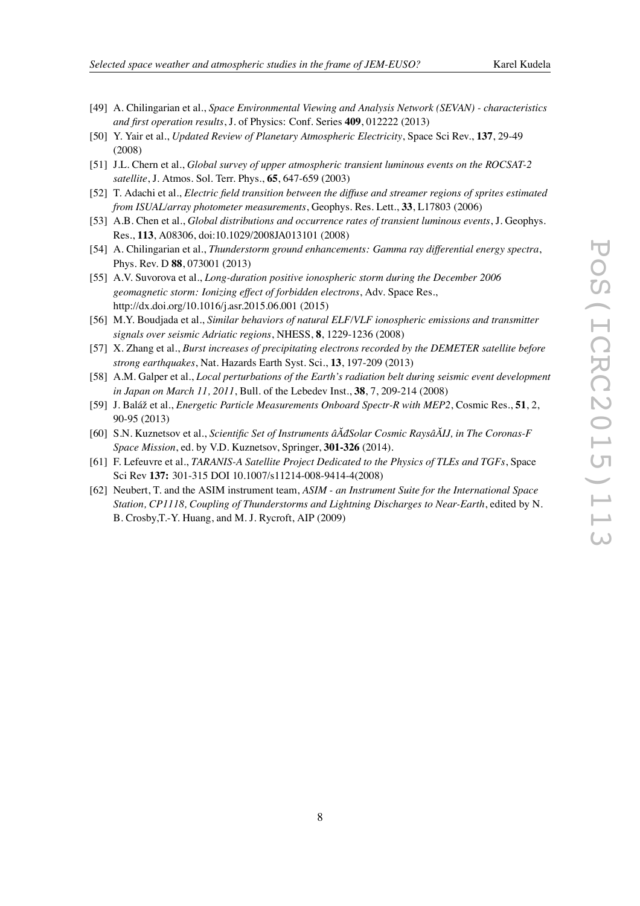[49] A. Chilingarian et al., *Space Environmental Viewing and Analysis Network (SEVAN) - characteristics and first operation results*, J. of Physics: Conf. Series **409**, 012222 (2013)

[50] Y. Yair et al., *Updated Review of Planetary Atmospheric Electricity*, Space Sci Rev., **137**, 29-49 (2008)

[51] J.L. Chern et al., *Global survey of upper atmospheric transient luminous events on the ROCSAT-2 satellite*, J. Atmos. Sol. Terr. Phys., **65**, 647-659 (2003)

[52] T. Adachi et al., *Electric field transition between the diffuse and streamer regions of sprites estimated from ISUAL/array photometer measurements*, Geophys. Res. Lett., **33**, L17803 (2006)

[53] A.B. Chen et al., *Global distributions and occurrence rates of transient luminous events*, J. Geophys. Res., **113**, A08306, doi:10.1029/2008JA013101 (2008)

[54] A. Chilingarian et al., *Thunderstorm ground enhancements: Gamma ray differential energy spectra*, Phys. Rev. D **88**, 073001 (2013)

[55] A.V. Suvorova et al., *Long-duration positive ionospheric storm during the December 2006 geomagnetic storm: Ionizing effect of forbidden electrons*, Adv. Space Res., http://dx.doi.org/10.1016/j.asr.2015.06.001 (2015)

[56] M.Y. Boudjada et al., *Similar behaviors of natural ELF/VLF ionospheric emissions and transmitter signals over seismic Adriatic regions*, NHESS, **8**, 1229-1236 (2008)

[57] X. Zhang et al., *Burst increases of precipitating electrons recorded by the DEMETER satellite before strong earthquakes*, Nat. Hazards Earth Syst. Sci., **13**, 197-209 (2013)

[58] A.M. Galper et al., *Local perturbations of the Earth's radiation belt during seismic event development in Japan on March 11, 2011*, Bull. of the Lebedev Inst., **38**, 7, 209-214 (2008)

[59] J. Baláž et al., *Energetic Particle Measurements Onboard Spectr-R with MEP2*, Cosmic Res., **51**, 2, 90-95 (2013)

[60] S.N. Kuznetsov et al., *Scientific Set of Instruments âĂđSolar Cosmic RaysâĂİ, in The Coronas-F Space Mission*, ed. by V.D. Kuznetsov, Springer, **301-326** (2014).

[61] F. Lefeuvre et al., *TARANIS-A Satellite Project Dedicated to the Physics of TLEs and TGFs*, Space Sci Rev **137:** 301-315 DOI 10.1007/s11214-008-9414-4(2008)

[62] Neubert, T. and the ASIM instrument team, *ASIM - an Instrument Suite for the International Space Station, CP1118, Coupling of Thunderstorms and Lightning Discharges to Near-Earth*, edited by N. B. Crosby,T.-Y. Huang, and M. J. Rycroft, AIP (2009)